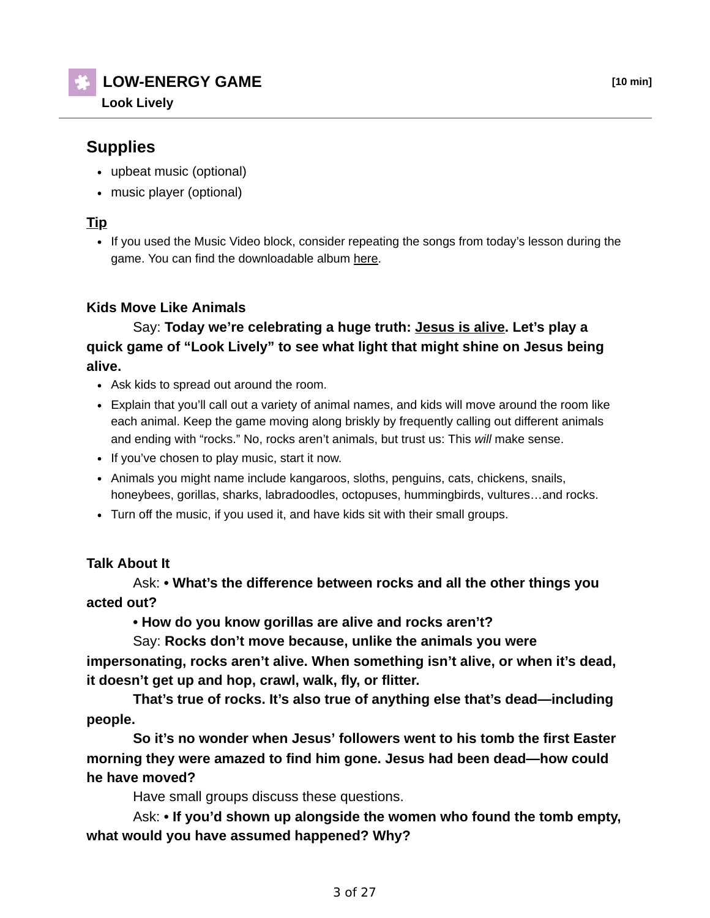## LOW-ENERGY GAME

**Look Lively**

**[10 min]**

### Supplies

- upbeat music (optional)
- music player (optional)

**Tip**

- If you used the Music Video block, consider repeating the songs from today's lesson during the game. You can find the downloadable album here.

**Kids Move Like Animals**

Say: **Today we're celebrating a huge truth: Jesus is alive. Let's play a quick game of "Look Lively" to see what light that might shine on Jesus being alive.**

- Ask kids to spread out around the room.
- Explain that you'll call out a variety of animal names, and kids will move around the room like each animal. Keep the game moving along briskly by frequently calling out different animals and ending with "rocks." No, rocks aren't animals, but trust us: This *will* make sense.
- If you've chosen to play music, start it now.
- Animals you might name include kangaroos, sloths, penguins, cats, chickens, snails, honeybees, gorillas, sharks, labradoodles, octopuses, hummingbirds, vultures…and rocks.
- Turn off the music, if you used it, and have kids sit with their small groups.

**Talk About It**

Ask: **• What's the difference between rocks and all the other things you acted out?**

**• How do you know gorillas are alive and rocks aren't?**

Say: **Rocks don't move because, unlike the animals you were impersonating, rocks aren't alive. When something isn't alive, or when it's dead, it doesn't get up and hop, crawl, walk, fly, or flitter.**

**That's true of rocks. It's also true of anything else that's dead—including people.**

**So it's no wonder when Jesus' followers went to his tomb the first Easter morning they were amazed to find him gone. Jesus had been dead—how could he have moved?**

Have small groups discuss these questions.

Ask: **• If you'd shown up alongside the women who found the tomb empty, what would you have assumed happened? Why?**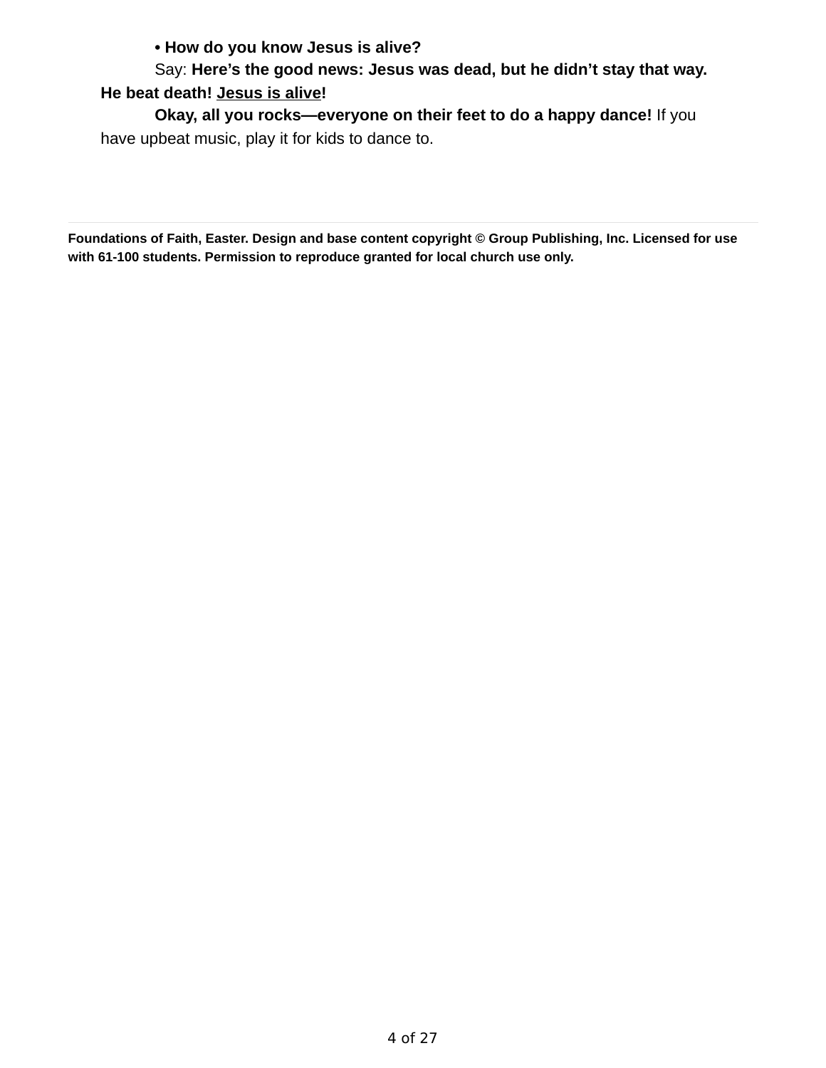**• How do you know Jesus is alive?**

Say: **Here's the good news: Jesus was dead, but he didn't stay that way. He beat death! Jesus is alive!**

**Okay, all you rocks—everyone on their feet to do a happy dance!** If you have upbeat music, play it for kids to dance to.

---

**Foundations of Faith, Easter. Design and base content copyright © Group Publishing, Inc. Licensed for use with 61-100 students. Permission to reproduce granted for local church use only.**